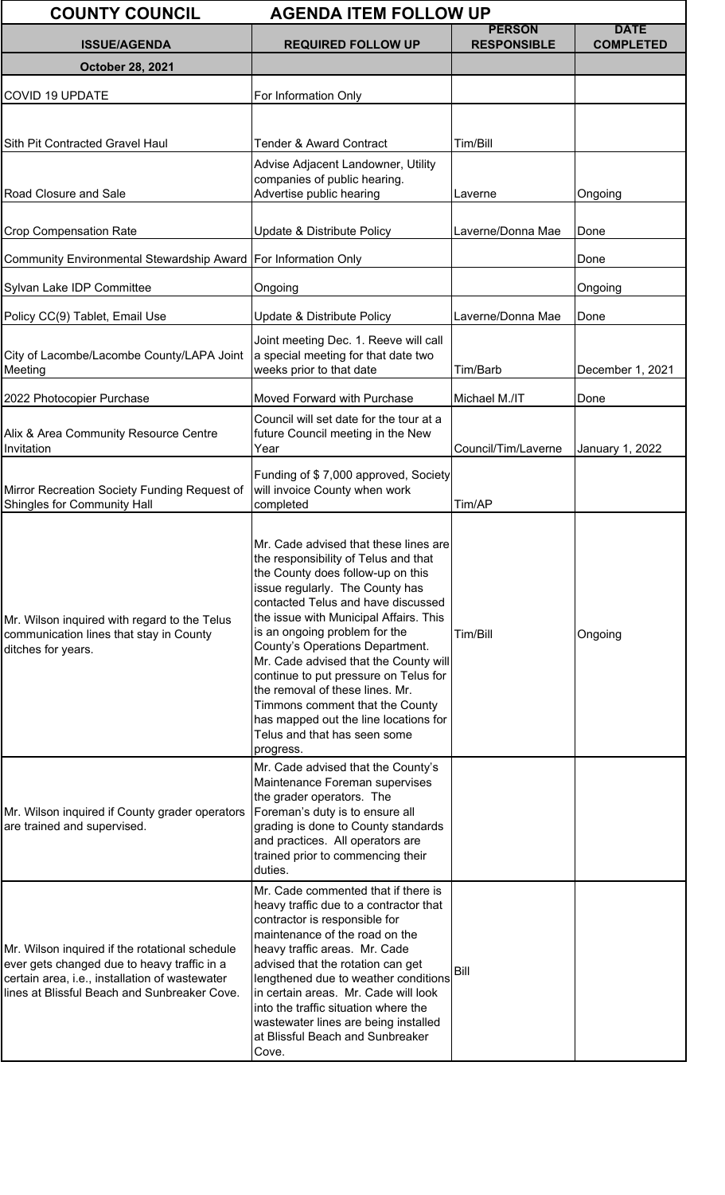| COUNTY COUNCIL | AGENDA ITEM FOLLOW UP | | |
|---|---|---|---|
| **ISSUE/AGENDA** | **REQUIRED FOLLOW UP** | **PERSON RESPONSIBLE** | **DATE COMPLETED** |
| **October 28, 2021** | | | |
| COVID 19 UPDATE | For Information Only | | |
| Sith Pit Contracted Gravel Haul | Tender & Award Contract | Tim/Bill | |
| Road Closure and Sale | Advise Adjacent Landowner, Utility companies of public hearing. Advertise public hearing | Laverne | Ongoing |
| Crop Compensation Rate | Update & Distribute Policy | Laverne/Donna Mae | Done |
| Community Environmental Stewardship Award | For Information Only | | Done |
| Sylvan Lake IDP Committee | Ongoing | | Ongoing |
| Policy CC(9) Tablet, Email Use | Update & Distribute Policy | Laverne/Donna Mae | Done |
| City of Lacombe/Lacombe County/LAPA Joint Meeting | Joint meeting Dec. 1. Reeve will call a special meeting for that date two weeks prior to that date | Tim/Barb | December 1, 2021 |
| 2022 Photocopier Purchase | Moved Forward with Purchase | Michael M./IT | Done |
| Alix & Area Community Resource Centre Invitation | Council will set date for the tour at a future Council meeting in the New Year | Council/Tim/Laverne | January 1, 2022 |
| Mirror Recreation Society Funding Request of Shingles for Community Hall | Funding of $ 7,000 approved, Society will invoice County when work completed | Tim/AP | |
| Mr. Wilson inquired with regard to the Telus communication lines that stay in County ditches for years. | Mr. Cade advised that these lines are the responsibility of Telus and that the County does follow-up on this issue regularly. The County has contacted Telus and have discussed the issue with Municipal Affairs. This is an ongoing problem for the County's Operations Department. Mr. Cade advised that the County will continue to put pressure on Telus for the removal of these lines. Mr. Timmons comment that the County has mapped out the line locations for Telus and that has seen some progress. | Tim/Bill | Ongoing |
| Mr. Wilson inquired if County grader operators are trained and supervised. | Mr. Cade advised that the County's Maintenance Foreman supervises the grader operators. The Foreman's duty is to ensure all grading is done to County standards and practices. All operators are trained prior to commencing their duties. | | |
| Mr. Wilson inquired if the rotational schedule ever gets changed due to heavy traffic in a certain area, i.e., installation of wastewater lines at Blissful Beach and Sunbreaker Cove. | Mr. Cade commented that if there is heavy traffic due to a contractor that contractor is responsible for maintenance of the road on the heavy traffic areas. Mr. Cade advised that the rotation can get lengthened due to weather conditions in certain areas. Mr. Cade will look into the traffic situation where the wastewater lines are being installed at Blissful Beach and Sunbreaker Cove. | Bill | |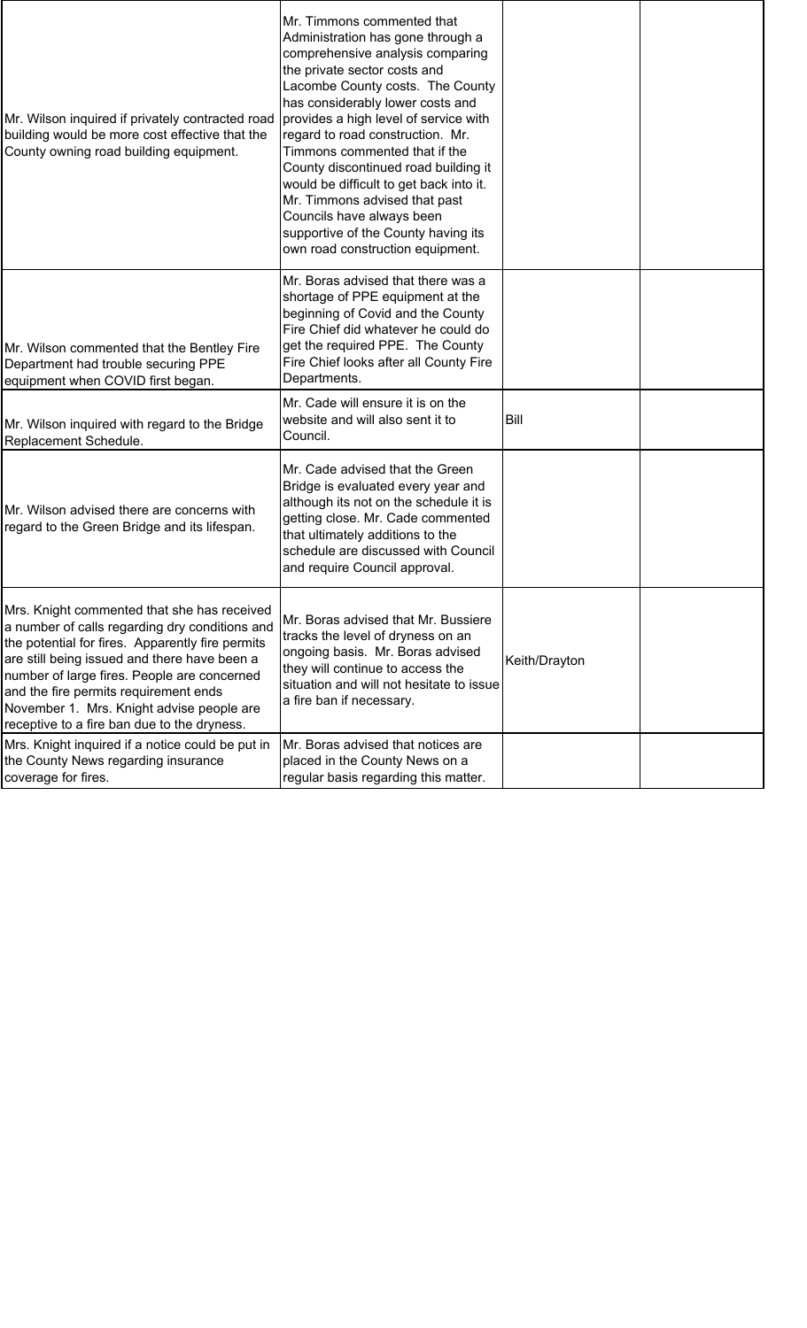| | | | |
|---|---|---|---|
| Mr. Wilson inquired if privately contracted road building would be more cost effective that the County owning road building equipment. | Mr. Timmons commented that Administration has gone through a comprehensive analysis comparing the private sector costs and Lacombe County costs. The County has considerably lower costs and provides a high level of service with regard to road construction. Mr. Timmons commented that if the County discontinued road building it would be difficult to get back into it. Mr. Timmons advised that past Councils have always been supportive of the County having its own road construction equipment. | | |
| Mr. Wilson commented that the Bentley Fire Department had trouble securing PPE equipment when COVID first began. | Mr. Boras advised that there was a shortage of PPE equipment at the beginning of Covid and the County Fire Chief did whatever he could do get the required PPE. The County Fire Chief looks after all County Fire Departments. | | |
| Mr. Wilson inquired with regard to the Bridge Replacement Schedule. | Mr. Cade will ensure it is on the website and will also sent it to Council. | Bill | |
| Mr. Wilson advised there are concerns with regard to the Green Bridge and its lifespan. | Mr. Cade advised that the Green Bridge is evaluated every year and although its not on the schedule it is getting close. Mr. Cade commented that ultimately additions to the schedule are discussed with Council and require Council approval. | | |
| Mrs. Knight commented that she has received a number of calls regarding dry conditions and the potential for fires. Apparently fire permits are still being issued and there have been a number of large fires. People are concerned and the fire permits requirement ends November 1. Mrs. Knight advise people are receptive to a fire ban due to the dryness. | Mr. Boras advised that Mr. Bussiere tracks the level of dryness on an ongoing basis. Mr. Boras advised they will continue to access the situation and will not hesitate to issue a fire ban if necessary. | Keith/Drayton | |
| Mrs. Knight inquired if a notice could be put in the County News regarding insurance coverage for fires. | Mr. Boras advised that notices are placed in the County News on a regular basis regarding this matter. | | |